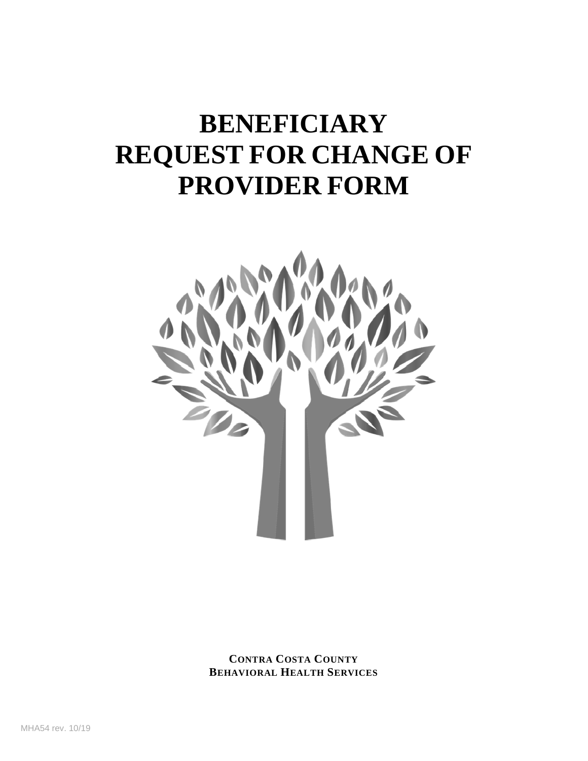# BENEFICIARY REQUEST FOR CHANGE OF PROVIDER FORM

**CONTRA COSTA COUNTY**
**BEHAVIORAL HEALTH SERVICES**

MHA54 rev. 10/19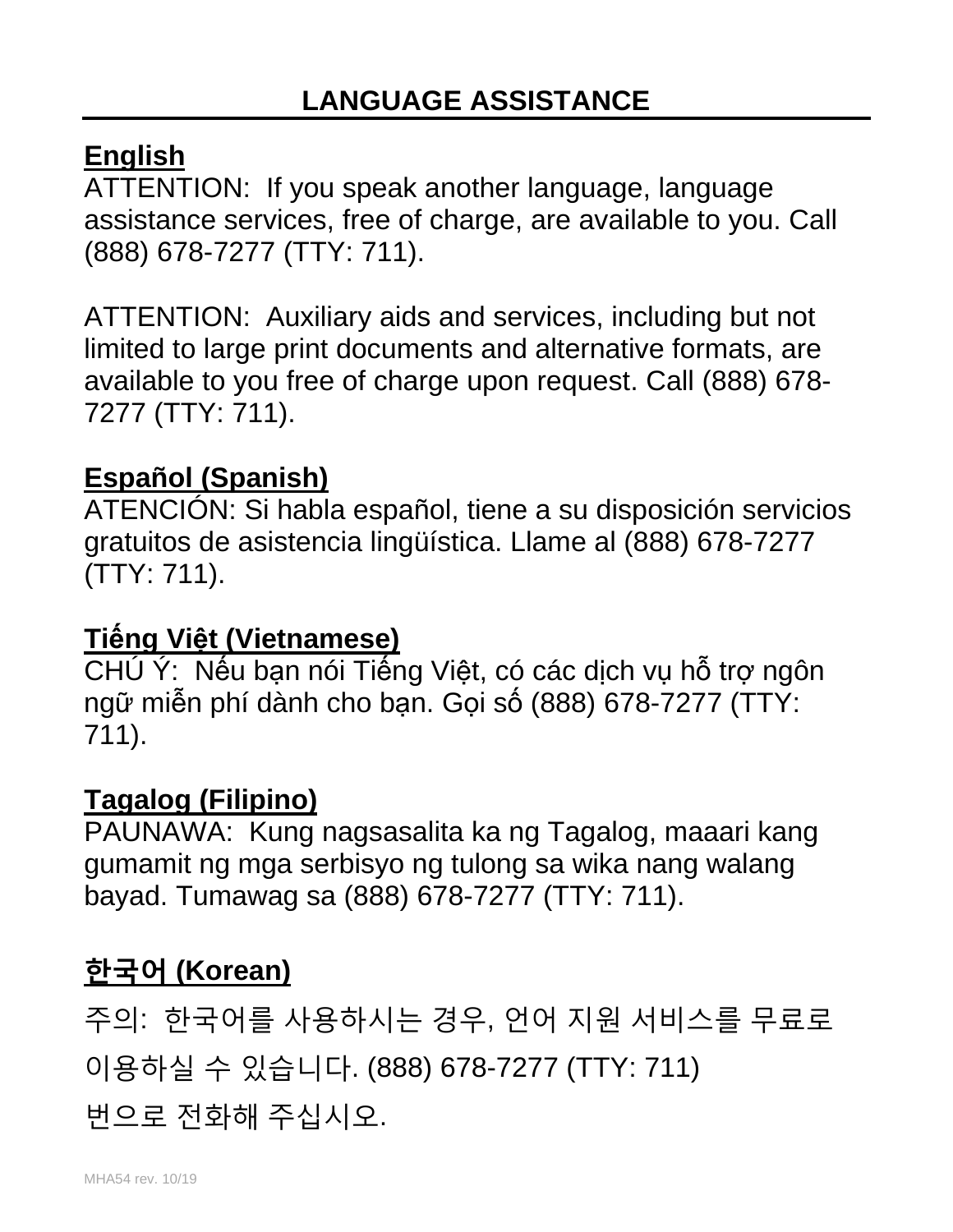# LANGUAGE ASSISTANCE

**English**

ATTENTION: If you speak another language, language assistance services, free of charge, are available to you. Call (888) 678-7277 (TTY: 711).

ATTENTION: Auxiliary aids and services, including but not limited to large print documents and alternative formats, are available to you free of charge upon request. Call (888) 678-7277 (TTY: 711).

**Español (Spanish)**

ATENCIÓN: Si habla español, tiene a su disposición servicios gratuitos de asistencia lingüística. Llame al (888) 678-7277 (TTY: 711).

**Tiếng Việt (Vietnamese)**

CHÚ Ý: Nếu bạn nói Tiếng Việt, có các dịch vụ hỗ trợ ngôn ngữ miễn phí dành cho bạn. Gọi số (888) 678-7277 (TTY: 711).

**Tagalog (Filipino)**

PAUNAWA: Kung nagsasalita ka ng Tagalog, maaari kang gumamit ng mga serbisyo ng tulong sa wika nang walang bayad. Tumawag sa (888) 678-7277 (TTY: 711).

**한국어 (Korean)**

주의: 한국어를 사용하시는 경우, 언어 지원 서비스를 무료로 이용하실 수 있습니다. (888) 678-7277 (TTY: 711) 번으로 전화해 주십시오.

MHA54 rev. 10/19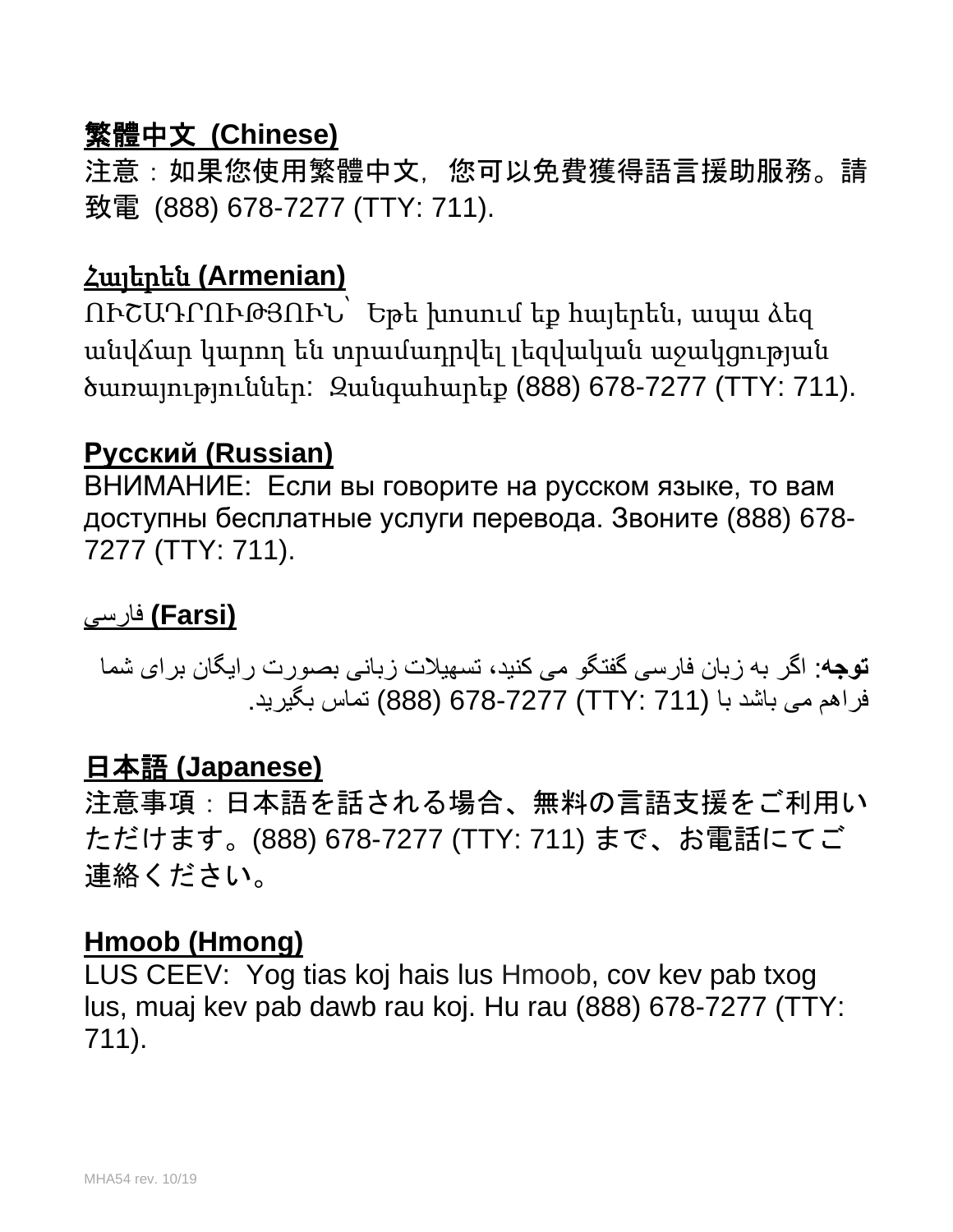**繁體中文 (Chinese)**

注意：如果您使用繁體中文，您可以免費獲得語言援助服務。請致電 (888) 678-7277 (TTY: 711).

**Հայերեն (Armenian)**

ՈՒՇԱԴՐՈՒԹՅՈՒՆ՝ Եթե խոսում եք հայերեն, ապա ձեզ անվճար կարող են տրամադրվել լեզվական աջակցության ծառայություններ: Զանգահարեք (888) 678-7277 (TTY: 711).

**Русский (Russian)**

ВНИМАНИЕ: Если вы говорите на русском языке, то вам доступны бесплатные услуги перевода. Звоните (888) 678-7277 (TTY: 711).

**فارسی (Farsi)**

**توجه**: اگر به زبان فارسی گفتگو می کنید، تسهیلات زبانی بصورت رایگان برای شما فراهم می باشد با (TTY: 711) 678-7277 (888) تماس بگیرید.

**日本語 (Japanese)**

注意事項：日本語を話される場合、無料の言語支援をご利用いただけます。(888) 678-7277 (TTY: 711) まで、お電話にてご連絡ください。

**Hmoob (Hmong)**

LUS CEEV: Yog tias koj hais lus Hmoob, cov kev pab txog lus, muaj kev pab dawb rau koj. Hu rau (888) 678-7277 (TTY: 711).

MHA54 rev. 10/19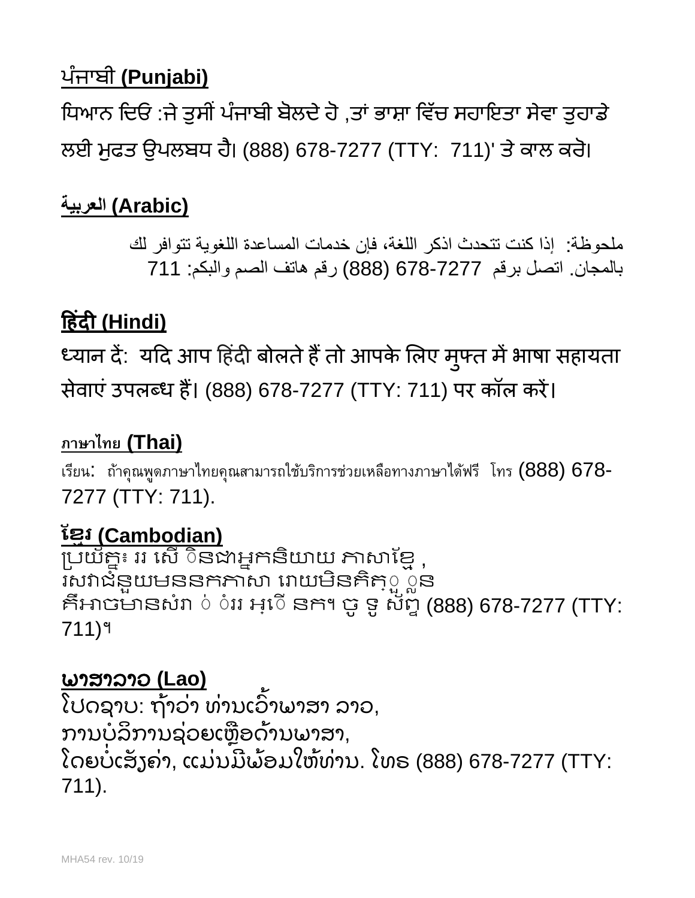**ਪੰਜਾਬੀ (Punjabi)**

ਧਿਆਨ ਦਿਓ :ਜੇ ਤੁਸੀਂ ਪੰਜਾਬੀ ਬੋਲਦੇ ਹੋ ,ਤਾਂ ਭਾਸ਼ਾ ਵਿੱਚ ਸਹਾਇਤਾ ਸੇਵਾ ਤੁਹਾਡੇ ਲਈ ਮੁਫਤ ਉਪਲਬਧ ਹੈ। (888) 678-7277 (TTY: 711)' ਤੇ ਕਾਲ ਕਰੋ।

**العربية (Arabic)**

ملحوظة: إذا كنت تتحدث اذكر اللغة، فإن خدمات المساعدة اللغوية تتوافر لك بالمجان. اتصل برقم 678-7277 (888) رقم هاتف الصم والبكم: 711

**हिंदी (Hindi)**

ध्यान दें: यदि आप हिंदी बोलते हैं तो आपके लिए मुफ्त में भाषा सहायता सेवाएं उपलब्ध हैं। (888) 678-7277 (TTY: 711) पर कॉल करें।

**ภาษาไทย (Thai)**

เรียน: ถ้าคุณพูดภาษาไทยคุณสามารถใช้บริการช่วยเหลือทางภาษาได้ฟรี โทร (888) 678-7277 (TTY: 711).

**ខ្មែរ (Cambodian)**

ប្រយ័ត្ន៖ ររ សើ ិនជាអ្នកនិយាយ ភាសាខ្មែ , រសវាជំនួយមននកភាសា រោយមិនគិត្ួ ួន គឺអាចមានសំរា ់ ំររ អ្ើ នក។ ចូ ទូ ស័ព្ទ (888) 678-7277 (TTY: 711)។

**ພາສາລາວ (Lao)**

ໂປດຊາບ: ຖ້າວ່າ ທ່ານເວົ້າພາສາ ລາວ, ການບໍລິການຊ່ວຍເຫຼືອດ້ານພາສາ, ໂດຍບໍ່ເສັງຄ່າ, ແມ່ນມີພ້ອມໃຫ້ທ່ານ. ໂທຣ (888) 678-7277 (TTY: 711).

MHA54 rev. 10/19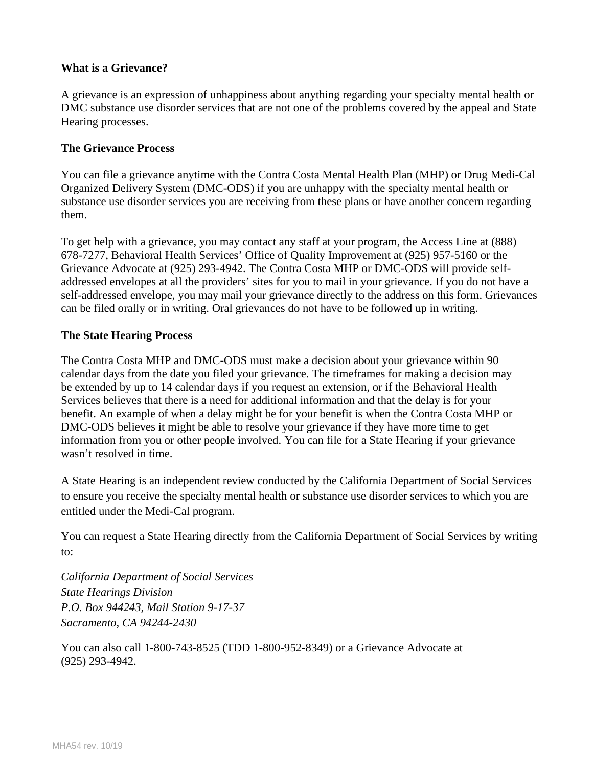**What is a Grievance?**

A grievance is an expression of unhappiness about anything regarding your specialty mental health or DMC substance use disorder services that are not one of the problems covered by the appeal and State Hearing processes.

**The Grievance Process**

You can file a grievance anytime with the Contra Costa Mental Health Plan (MHP) or Drug Medi-Cal Organized Delivery System (DMC-ODS) if you are unhappy with the specialty mental health or substance use disorder services you are receiving from these plans or have another concern regarding them.

To get help with a grievance, you may contact any staff at your program, the Access Line at (888) 678-7277, Behavioral Health Services' Office of Quality Improvement at (925) 957-5160 or the Grievance Advocate at (925) 293-4942. The Contra Costa MHP or DMC-ODS will provide self-addressed envelopes at all the providers' sites for you to mail in your grievance. If you do not have a self-addressed envelope, you may mail your grievance directly to the address on this form. Grievances can be filed orally or in writing. Oral grievances do not have to be followed up in writing.

**The State Hearing Process**

The Contra Costa MHP and DMC-ODS must make a decision about your grievance within 90 calendar days from the date you filed your grievance. The timeframes for making a decision may be extended by up to 14 calendar days if you request an extension, or if the Behavioral Health Services believes that there is a need for additional information and that the delay is for your benefit. An example of when a delay might be for your benefit is when the Contra Costa MHP or DMC-ODS believes it might be able to resolve your grievance if they have more time to get information from you or other people involved. You can file for a State Hearing if your grievance wasn't resolved in time.

A State Hearing is an independent review conducted by the California Department of Social Services to ensure you receive the specialty mental health or substance use disorder services to which you are entitled under the Medi-Cal program.

You can request a State Hearing directly from the California Department of Social Services by writing to:

*California Department of Social Services*
*State Hearings Division*
*P.O. Box 944243, Mail Station 9-17-37*
*Sacramento, CA 94244-2430*

You can also call 1-800-743-8525 (TDD 1-800-952-8349) or a Grievance Advocate at (925) 293-4942.

MHA54 rev. 10/19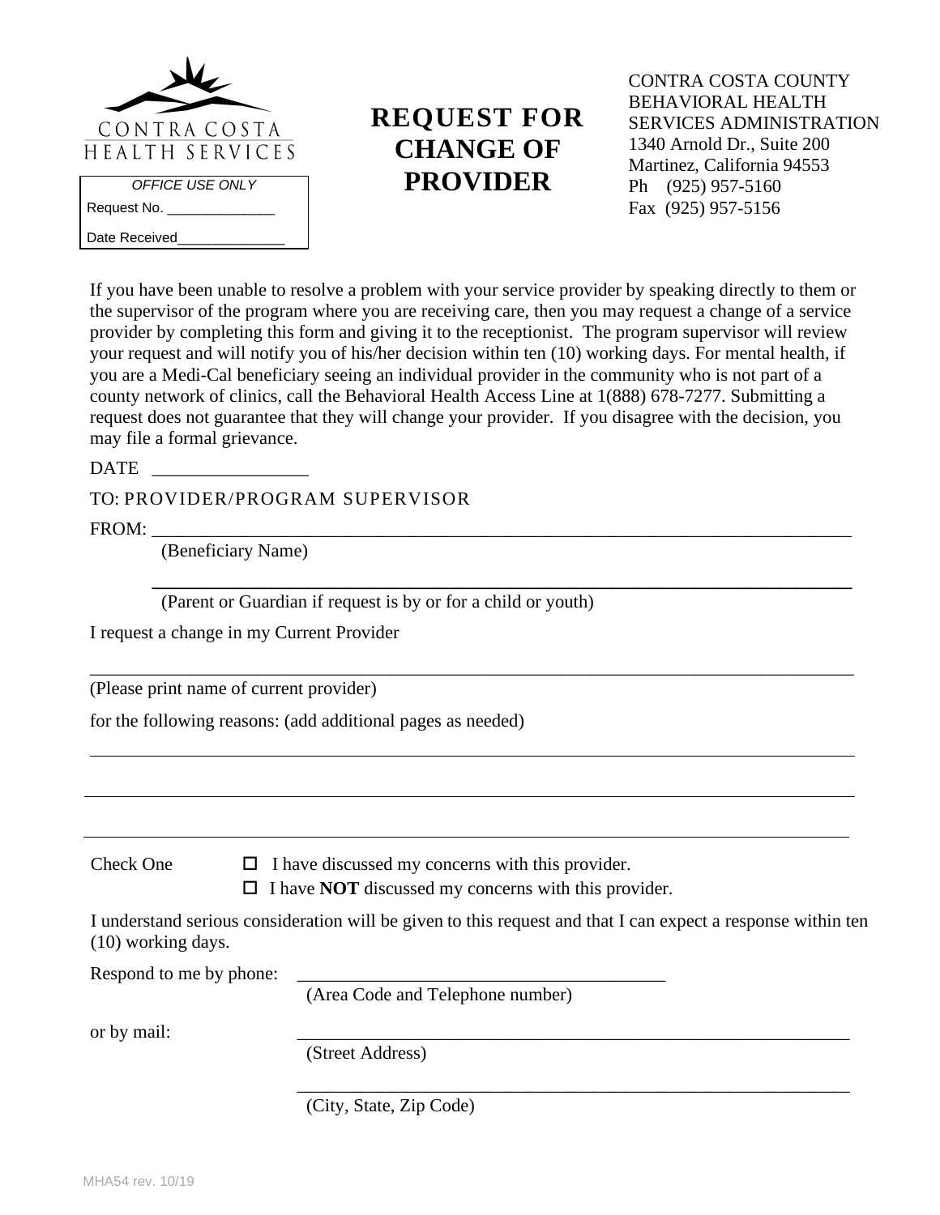CONTRA COSTA HEALTH SERVICES

| OFFICE USE ONLY |
| --- |
| Request No. ______________ |
| Date Received______________ |

# REQUEST FOR CHANGE OF PROVIDER

CONTRA COSTA COUNTY
BEHAVIORAL HEALTH
SERVICES ADMINISTRATION
1340 Arnold Dr., Suite 200
Martinez, California 94553
Ph (925) 957-5160
Fax (925) 957-5156

If you have been unable to resolve a problem with your service provider by speaking directly to them or the supervisor of the program where you are receiving care, then you may request a change of a service provider by completing this form and giving it to the receptionist. The program supervisor will review your request and will notify you of his/her decision within ten (10) working days. For mental health, if you are a Medi-Cal beneficiary seeing an individual provider in the community who is not part of a county network of clinics, call the Behavioral Health Access Line at 1(888) 678-7277. Submitting a request does not guarantee that they will change your provider. If you disagree with the decision, you may file a formal grievance.

DATE ________________

TO: PROVIDER/PROGRAM SUPERVISOR

FROM: ____________________________________________________________________________
(Beneficiary Name)

____________________________________________________________________________
(Parent or Guardian if request is by or for a child or youth)

I request a change in my Current Provider

____________________________________________________________________________
(Please print name of current provider)

for the following reasons: (add additional pages as needed)

____________________________________________________________________________

____________________________________________________________________________

____________________________________________________________________________

Check One

- ☐ I have discussed my concerns with this provider.
- ☐ I have **NOT** discussed my concerns with this provider.

I understand serious consideration will be given to this request and that I can expect a response within ten (10) working days.

Respond to me by phone: ________________________________________
(Area Code and Telephone number)

or by mail: ____________________________________________________________
(Street Address)

____________________________________________________________
(City, State, Zip Code)

MHA54 rev. 10/19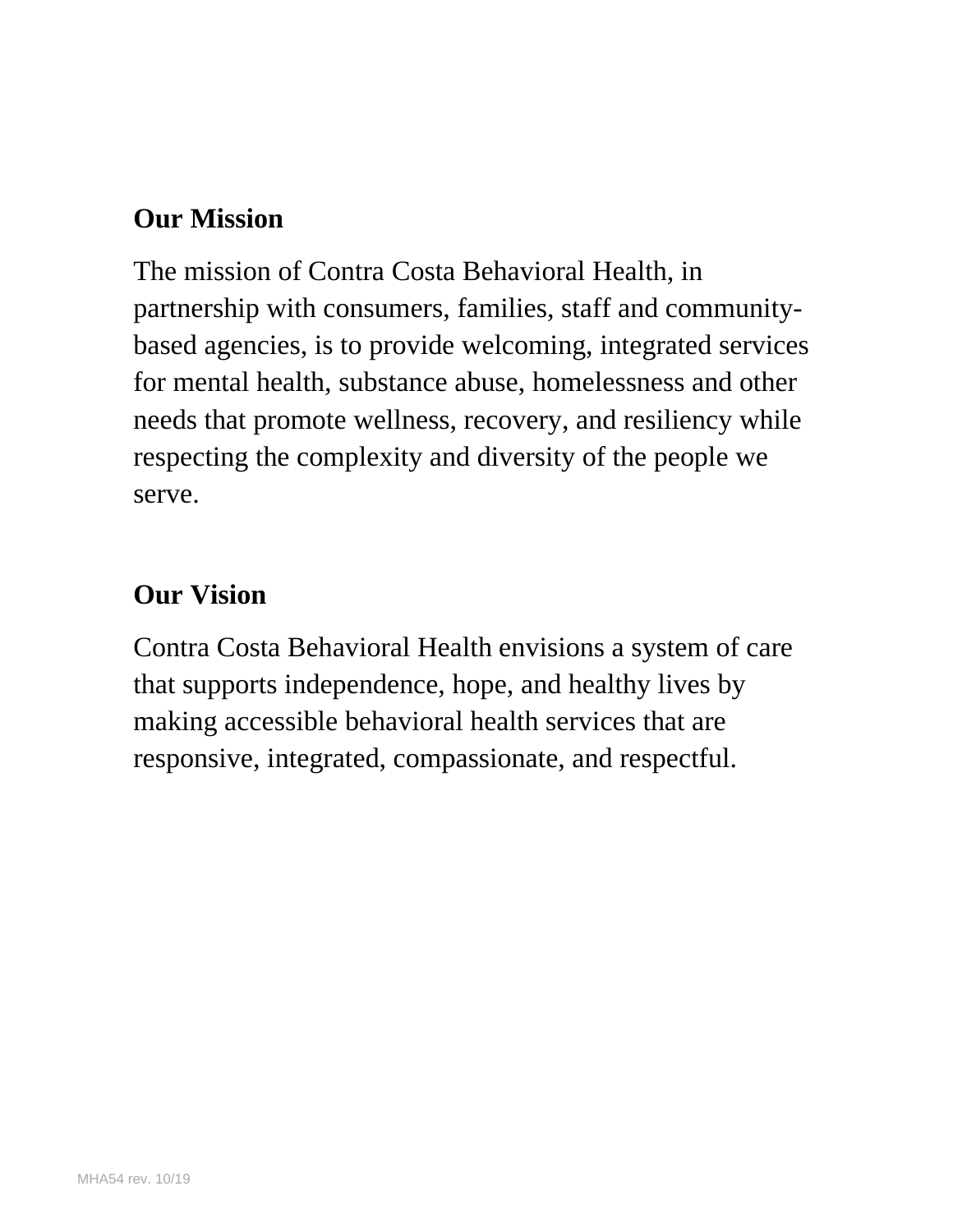## Our Mission

The mission of Contra Costa Behavioral Health, in partnership with consumers, families, staff and community-based agencies, is to provide welcoming, integrated services for mental health, substance abuse, homelessness and other needs that promote wellness, recovery, and resiliency while respecting the complexity and diversity of the people we serve.

## Our Vision

Contra Costa Behavioral Health envisions a system of care that supports independence, hope, and healthy lives by making accessible behavioral health services that are responsive, integrated, compassionate, and respectful.

MHA54 rev. 10/19